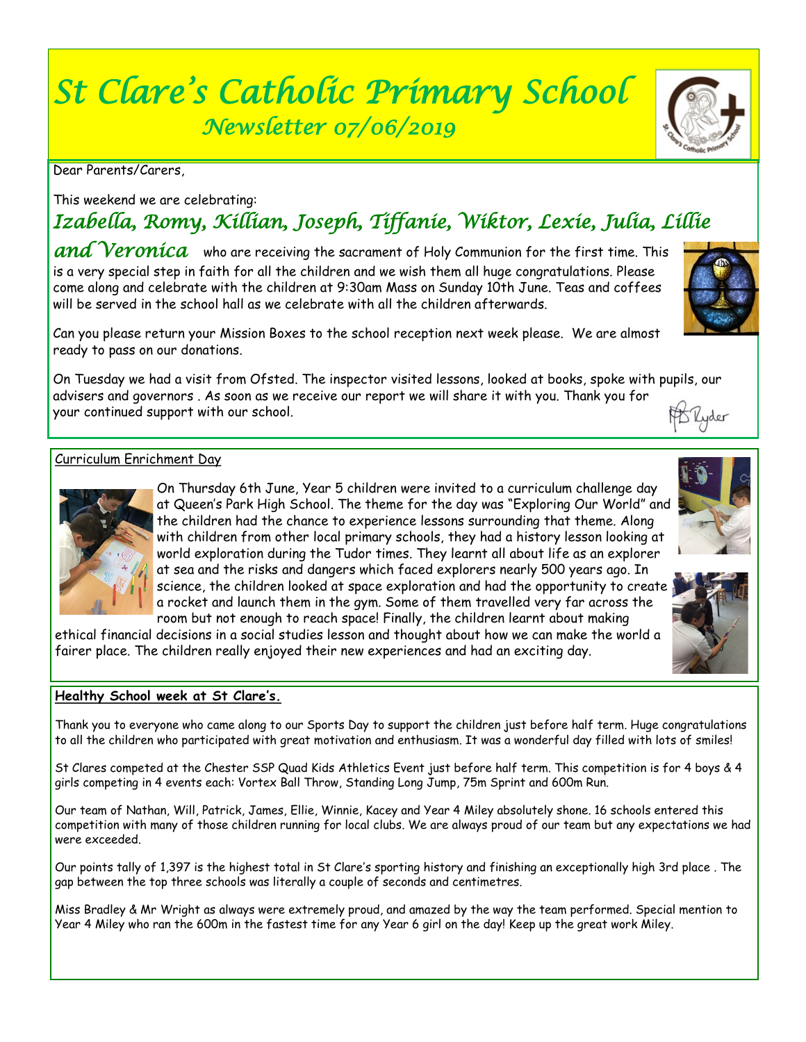# *St Clare's Catholic Primary School*

## *Newsletter 07/06/2019*

Dear Parents/Carers,

This weekend we are celebrating:

***Izabella, Romy, Killian, Joseph, Tiffanie, Wiktor, Lexie, Julia, Lillie and Veronica*** who are receiving the sacrament of Holy Communion for the first time. This is a very special step in faith for all the children and we wish them all huge congratulations. Please come along and celebrate with the children at 9:30am Mass on Sunday 10th June. Teas and coffees will be served in the school hall as we celebrate with all the children afterwards.

Can you please return your Mission Boxes to the school reception next week please. We are almost ready to pass on our donations.

On Tuesday we had a visit from Ofsted. The inspector visited lessons, looked at books, spoke with pupils, our advisers and governors . As soon as we receive our report we will share it with you. Thank you for your continued support with our school.

Ryder

## Curriculum Enrichment Day

On Thursday 6th June, Year 5 children were invited to a curriculum challenge day at Queen's Park High School. The theme for the day was "Exploring Our World" and the children had the chance to experience lessons surrounding that theme. Along with children from other local primary schools, they had a history lesson looking at world exploration during the Tudor times. They learnt all about life as an explorer at sea and the risks and dangers which faced explorers nearly 500 years ago. In science, the children looked at space exploration and had the opportunity to create a rocket and launch them in the gym. Some of them travelled very far across the room but not enough to reach space! Finally, the children learnt about making ethical financial decisions in a social studies lesson and thought about how we can make the world a fairer place. The children really enjoyed their new experiences and had an exciting day.

## **Healthy School week at St Clare's.**

Thank you to everyone who came along to our Sports Day to support the children just before half term. Huge congratulations to all the children who participated with great motivation and enthusiasm. It was a wonderful day filled with lots of smiles!

St Clares competed at the Chester SSP Quad Kids Athletics Event just before half term. This competition is for 4 boys & 4 girls competing in 4 events each: Vortex Ball Throw, Standing Long Jump, 75m Sprint and 600m Run.

Our team of Nathan, Will, Patrick, James, Ellie, Winnie, Kacey and Year 4 Miley absolutely shone. 16 schools entered this competition with many of those children running for local clubs. We are always proud of our team but any expectations we had were exceeded.

Our points tally of 1,397 is the highest total in St Clare's sporting history and finishing an exceptionally high 3rd place . The gap between the top three schools was literally a couple of seconds and centimetres.

Miss Bradley & Mr Wright as always were extremely proud, and amazed by the way the team performed. Special mention to Year 4 Miley who ran the 600m in the fastest time for any Year 6 girl on the day! Keep up the great work Miley.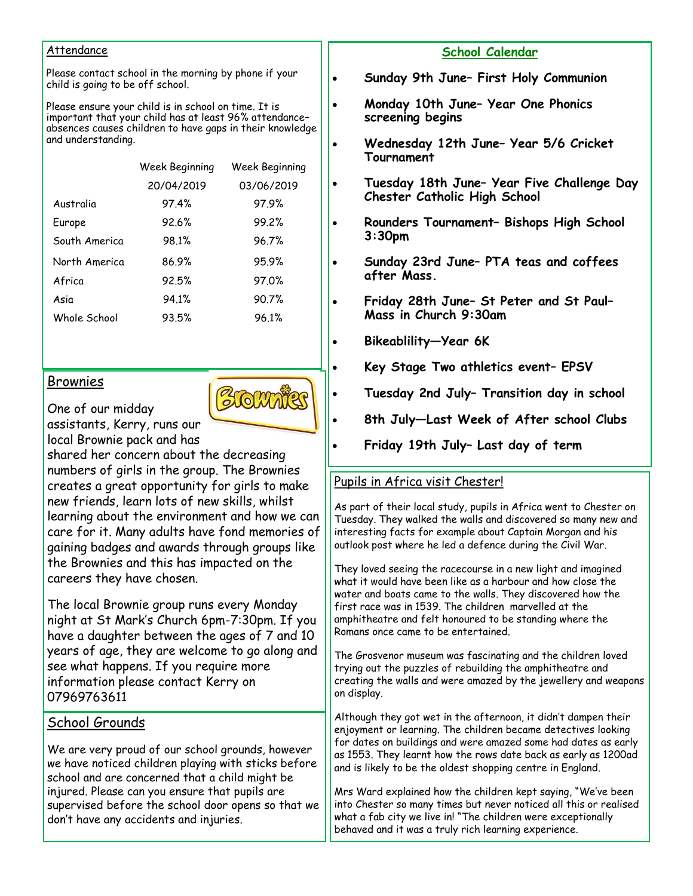## Attendance

Please contact school in the morning by phone if your child is going to be off school.

Please ensure your child is in school on time. It is important that your child has at least 96% attendance– absences causes children to have gaps in their knowledge and understanding.

| | Week Beginning 20/04/2019 | Week Beginning 03/06/2019 |
|---|---|---|
| Australia | 97.4% | 97.9% |
| Europe | 92.6% | 99.2% |
| South America | 98.1% | 96.7% |
| North America | 86.9% | 95.9% |
| Africa | 92.5% | 97.0% |
| Asia | 94.1% | 90.7% |
| Whole School | 93.5% | 96.1% |

## Brownies

One of our midday assistants, Kerry, runs our local Brownie pack and has shared her concern about the decreasing numbers of girls in the group. The Brownies creates a great opportunity for girls to make new friends, learn lots of new skills, whilst learning about the environment and how we can care for it. Many adults have fond memories of gaining badges and awards through groups like the Brownies and this has impacted on the careers they have chosen.

The local Brownie group runs every Monday night at St Mark's Church 6pm-7:30pm. If you have a daughter between the ages of 7 and 10 years of age, they are welcome to go along and see what happens. If you require more information please contact Kerry on 07969763611

## School Grounds

We are very proud of our school grounds, however we have noticed children playing with sticks before school and are concerned that a child might be injured. Please can you ensure that pupils are supervised before the school door opens so that we don't have any accidents and injuries.

## School Calendar

- **Sunday 9th June– First Holy Communion**
- **Monday 10th June– Year One Phonics screening begins**
- **Wednesday 12th June– Year 5/6 Cricket Tournament**
- **Tuesday 18th June– Year Five Challenge Day Chester Catholic High School**
- **Rounders Tournament– Bishops High School 3:30pm**
- **Sunday 23rd June– PTA teas and coffees after Mass.**
- **Friday 28th June– St Peter and St Paul– Mass in Church 9:30am**
- **Bikeablility—Year 6K**
- **Key Stage Two athletics event– EPSV**
- **Tuesday 2nd July– Transition day in school**
- **8th July—Last Week of After school Clubs**
- **Friday 19th July– Last day of term**

## Pupils in Africa visit Chester!

As part of their local study, pupils in Africa went to Chester on Tuesday. They walked the walls and discovered so many new and interesting facts for example about Captain Morgan and his outlook post where he led a defence during the Civil War.

They loved seeing the racecourse in a new light and imagined what it would have been like as a harbour and how close the water and boats came to the walls. They discovered how the first race was in 1539. The children marvelled at the amphitheatre and felt honoured to be standing where the Romans once came to be entertained.

The Grosvenor museum was fascinating and the children loved trying out the puzzles of rebuilding the amphitheatre and creating the walls and were amazed by the jewellery and weapons on display.

Although they got wet in the afternoon, it didn't dampen their enjoyment or learning. The children became detectives looking for dates on buildings and were amazed some had dates as early as 1553. They learnt how the rows date back as early as 1200ad and is likely to be the oldest shopping centre in England.

Mrs Ward explained how the children kept saying, "We've been into Chester so many times but never noticed all this or realised what a fab city we live in! "The children were exceptionally behaved and it was a truly rich learning experience.